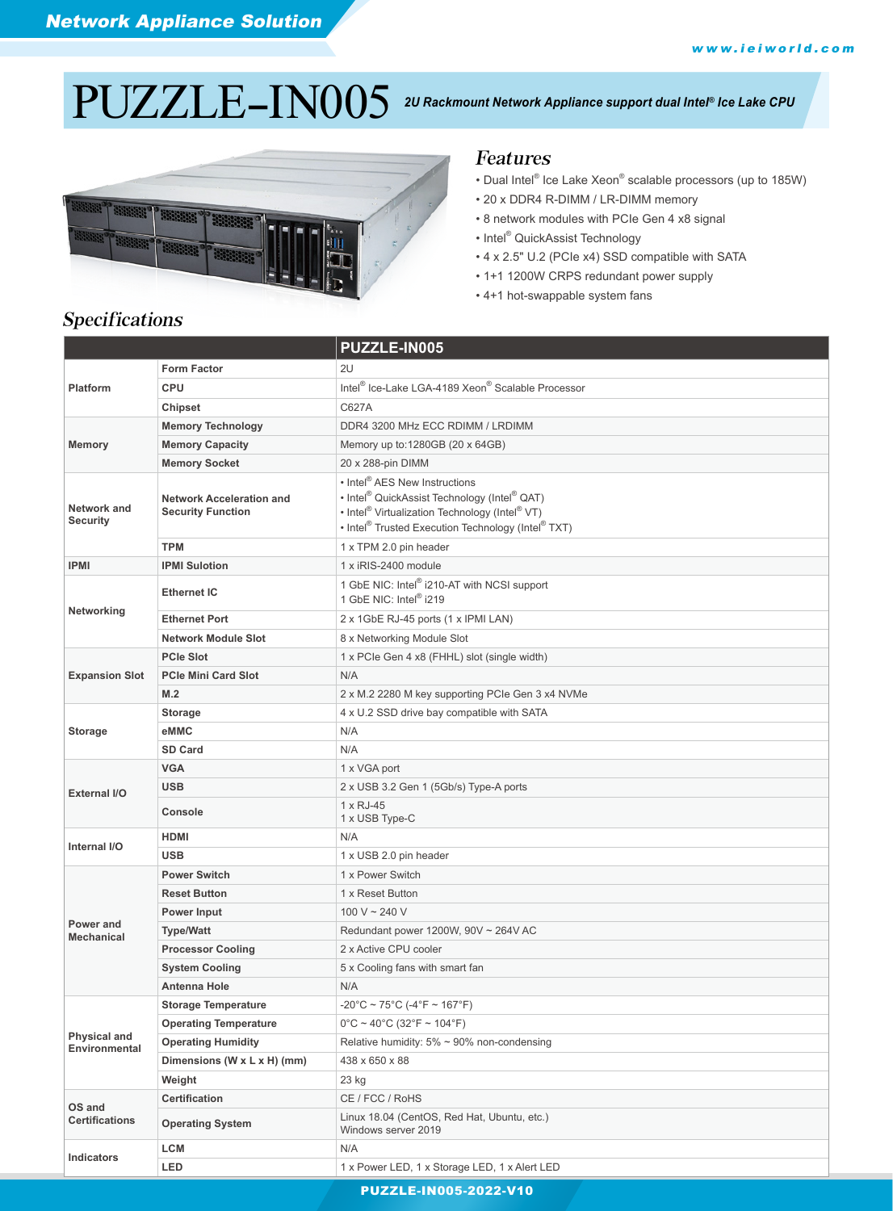Network Appliance Solution

www.ieiworld.com

# PUZZLE-IN005

***2U Rackmount Network Appliance support dual Intel® Ice Lake CPU***

## Features

- Dual Intel® Ice Lake Xeon® scalable processors (up to 185W)
- 20 x DDR4 R-DIMM / LR-DIMM memory
- 8 network modules with PCIe Gen 4 x8 signal
- Intel® QuickAssist Technology
- 4 x 2.5" U.2 (PCIe x4) SSD compatible with SATA
- 1+1 1200W CRPS redundant power supply
- 4+1 hot-swappable system fans

## Specifications

| | | PUZZLE-IN005 |
|---|---|---|
| Platform | Form Factor | 2U |
| | CPU | Intel® Ice-Lake LGA-4189 Xeon® Scalable Processor |
| | Chipset | C627A |
| Memory | Memory Technology | DDR4 3200 MHz ECC RDIMM / LRDIMM |
| | Memory Capacity | Memory up to:1280GB (20 x 64GB) |
| | Memory Socket | 20 x 288-pin DIMM |
| Network and Security | Network Acceleration and Security Function | • Intel® AES New Instructions<br>• Intel® QuickAssist Technology (Intel® QAT)<br>• Intel® Virtualization Technology (Intel® VT)<br>• Intel® Trusted Execution Technology (Intel® TXT) |
| | TPM | 1 x TPM 2.0 pin header |
| IPMI | IPMI Sulotion | 1 x iRIS-2400 module |
| Networking | Ethernet IC | 1 GbE NIC: Intel® i210-AT with NCSI support<br>1 GbE NIC: Intel® i219 |
| | Ethernet Port | 2 x 1GbE RJ-45 ports (1 x IPMI LAN) |
| | Network Module Slot | 8 x Networking Module Slot |
| Expansion Slot | PCIe Slot | 1 x PCIe Gen 4 x8 (FHHL) slot (single width) |
| | PCIe Mini Card Slot | N/A |
| | M.2 | 2 x M.2 2280 M key supporting PCIe Gen 3 x4 NVMe |
| Storage | Storage | 4 x U.2 SSD drive bay compatible with SATA |
| | eMMC | N/A |
| | SD Card | N/A |
| External I/O | VGA | 1 x VGA port |
| | USB | 2 x USB 3.2 Gen 1 (5Gb/s) Type-A ports |
| | Console | 1 x RJ-45<br>1 x USB Type-C |
| Internal I/O | HDMI | N/A |
| | USB | 1 x USB 2.0 pin header |
| Power and Mechanical | Power Switch | 1 x Power Switch |
| | Reset Button | 1 x Reset Button |
| | Power Input | 100 V ~ 240 V |
| | Type/Watt | Redundant power 1200W, 90V ~ 264V AC |
| | Processor Cooling | 2 x Active CPU cooler |
| | System Cooling | 5 x Cooling fans with smart fan |
| | Antenna Hole | N/A |
| Physical and Environmental | Storage Temperature | -20°C ~ 75°C (-4°F ~ 167°F) |
| | Operating Temperature | 0°C ~ 40°C (32°F ~ 104°F) |
| | Operating Humidity | Relative humidity: 5% ~ 90% non-condensing |
| | Dimensions (W x L x H) (mm) | 438 x 650 x 88 |
| | Weight | 23 kg |
| OS and Certifications | Certification | CE / FCC / RoHS |
| | Operating System | Linux 18.04 (CentOS, Red Hat, Ubuntu, etc.)<br>Windows server 2019 |
| Indicators | LCM | N/A |
| | LED | 1 x Power LED, 1 x Storage LED, 1 x Alert LED |

PUZZLE-IN005-2022-V10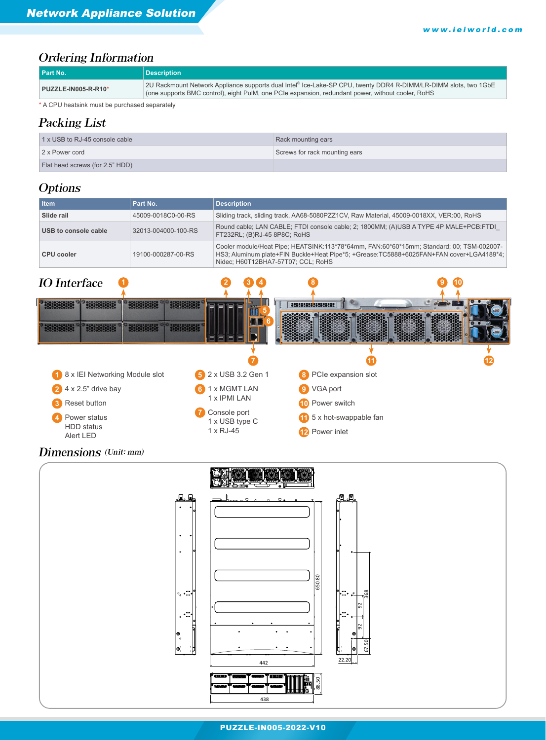## Ordering Information

| Part No. | Description |
|---|---|
| PUZZLE-IN005-R-R10* | 2U Rackmount Network Appliance supports dual Intel® Ice-Lake-SP CPU, twenty DDR4 R-DIMM/LR-DIMM slots, two 1GbE (one supports BMC control), eight PuIM, one PCIe expansion, redundant power, without cooler, RoHS |

* A CPU heatsink must be purchased separately

## Packing List

| | |
|---|---|
| 1 x USB to RJ-45 console cable | Rack mounting ears |
| 2 x Power cord | Screws for rack mounting ears |
| Flat head screws (for 2.5" HDD) | |

## Options

| Item | Part No. | Description |
|---|---|---|
| Slide rail | 45009-0018C0-00-RS | Sliding track, sliding track, AA68-5080PZZ1CV, Raw Material, 45009-0018XX, VER:00, RoHS |
| USB to console cable | 32013-004000-100-RS | Round cable; LAN CABLE; FTDI console cable; 2; 1800MM; (A)USB A TYPE 4P MALE+PCB:FTDI_ FT232RL; (B)RJ-45 8P8C; RoHS |
| CPU cooler | 19100-000287-00-RS | Cooler module/Heat Pipe; HEATSINK:113*78*64mm, FAN:60*60*15mm; Standard; 00; TSM-002007-HS3; Aluminum plate+FIN Buckle+Heat Pipe*5; +Grease:TC5888+6025FAN+FAN cover+LGA4189*4; Nidec; H60T12BHA7-57T07; CCL; RoHS |

## IO Interface

1. 8 x IEI Networking Module slot
2. 4 x 2.5" drive bay
3. Reset button
4. Power status  
   HDD status  
   Alert LED
5. 2 x USB 3.2 Gen 1
6. 1 x MGMT LAN  
   1 x IPMI LAN
7. Console port  
   1 x USB type C  
   1 x RJ-45
8. PCIe expansion slot
9. VGA port
10. Power switch
11. 5 x hot-swappable fan
12. Power inlet

## Dimensions *(Unit: mm)*

650.80

442

368

92

92

67.50

22.20

88.50

438